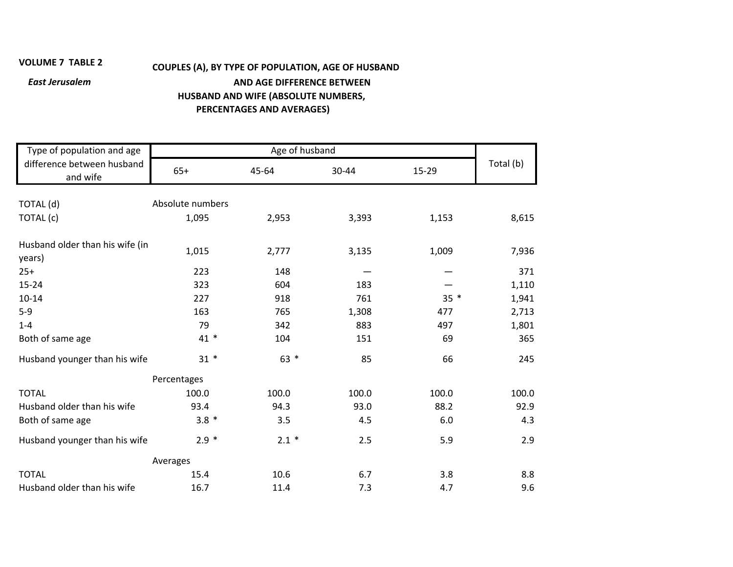VOLUME 7 TABLE 2

*East Jerusalem*

**COUPLES (A), BY TYPE OF POPULATION, AGE OF HUSBAND AND AGE DIFFERENCE BETWEEN HUSBAND AND WIFE (ABSOLUTE NUMBERS, PERCENTAGES AND AVERAGES)**

| Type of population and age difference between husband and wife | Age of husband | | | | Total (b) |
|---|---|---|---|---|---|
| | 65+ | 45-64 | 30-44 | 15-29 | |
| TOTAL (d) | Absolute numbers | | | | |
| TOTAL (c) | 1,095 | 2,953 | 3,393 | 1,153 | 8,615 |
| Husband older than his wife (in years) | 1,015 | 2,777 | 3,135 | 1,009 | 7,936 |
| 25+ | 223 | 148 | — | — | 371 |
| 15-24 | 323 | 604 | 183 | — | 1,110 |
| 10-14 | 227 | 918 | 761 | 35 * | 1,941 |
| 5-9 | 163 | 765 | 1,308 | 477 | 2,713 |
| 1-4 | 79 | 342 | 883 | 497 | 1,801 |
| Both of same age | 41 * | 104 | 151 | 69 | 365 |
| Husband younger than his wife | 31 * | 63 * | 85 | 66 | 245 |
| | Percentages | | | | |
| TOTAL | 100.0 | 100.0 | 100.0 | 100.0 | 100.0 |
| Husband older than his wife | 93.4 | 94.3 | 93.0 | 88.2 | 92.9 |
| Both of same age | 3.8 * | 3.5 | 4.5 | 6.0 | 4.3 |
| Husband younger than his wife | 2.9 * | 2.1 * | 2.5 | 5.9 | 2.9 |
| | Averages | | | | |
| TOTAL | 15.4 | 10.6 | 6.7 | 3.8 | 8.8 |
| Husband older than his wife | 16.7 | 11.4 | 7.3 | 4.7 | 9.6 |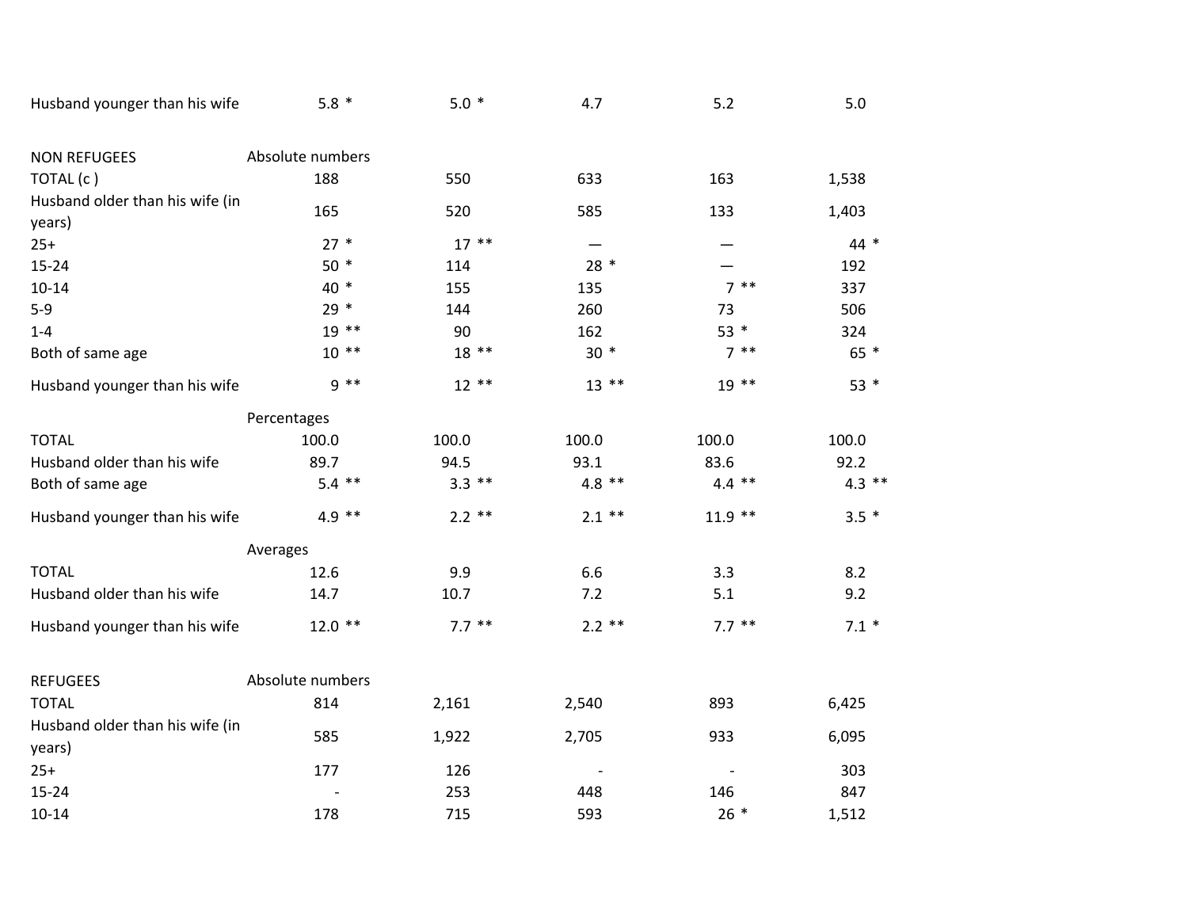| | | | | | |
|---|---|---|---|---|---|
| Husband younger than his wife | 5.8 * | 5.0 * | 4.7 | 5.2 | 5.0 |
| | | | | | |
| NON REFUGEES | Absolute numbers | | | | |
| TOTAL (c ) | 188 | 550 | 633 | 163 | 1,538 |
| Husband older than his wife (in years) | 165 | 520 | 585 | 133 | 1,403 |
| 25+ | 27 * | 17 ** | — | — | 44 * |
| 15-24 | 50 * | 114 | 28 * | — | 192 |
| 10-14 | 40 * | 155 | 135 | 7 ** | 337 |
| 5-9 | 29 * | 144 | 260 | 73 | 506 |
| 1-4 | 19 ** | 90 | 162 | 53 * | 324 |
| Both of same age | 10 ** | 18 ** | 30 * | 7 ** | 65 * |
| Husband younger than his wife | 9 ** | 12 ** | 13 ** | 19 ** | 53 * |
| | Percentages | | | | |
| TOTAL | 100.0 | 100.0 | 100.0 | 100.0 | 100.0 |
| Husband older than his wife | 89.7 | 94.5 | 93.1 | 83.6 | 92.2 |
| Both of same age | 5.4 ** | 3.3 ** | 4.8 ** | 4.4 ** | 4.3 ** |
| Husband younger than his wife | 4.9 ** | 2.2 ** | 2.1 ** | 11.9 ** | 3.5 * |
| | Averages | | | | |
| TOTAL | 12.6 | 9.9 | 6.6 | 3.3 | 8.2 |
| Husband older than his wife | 14.7 | 10.7 | 7.2 | 5.1 | 9.2 |
| Husband younger than his wife | 12.0 ** | 7.7 ** | 2.2 ** | 7.7 ** | 7.1 * |
| | | | | | |
| REFUGEES | Absolute numbers | | | | |
| TOTAL | 814 | 2,161 | 2,540 | 893 | 6,425 |
| Husband older than his wife (in years) | 585 | 1,922 | 2,705 | 933 | 6,095 |
| 25+ | 177 | 126 | - | - | 303 |
| 15-24 | - | 253 | 448 | 146 | 847 |
| 10-14 | 178 | 715 | 593 | 26 * | 1,512 |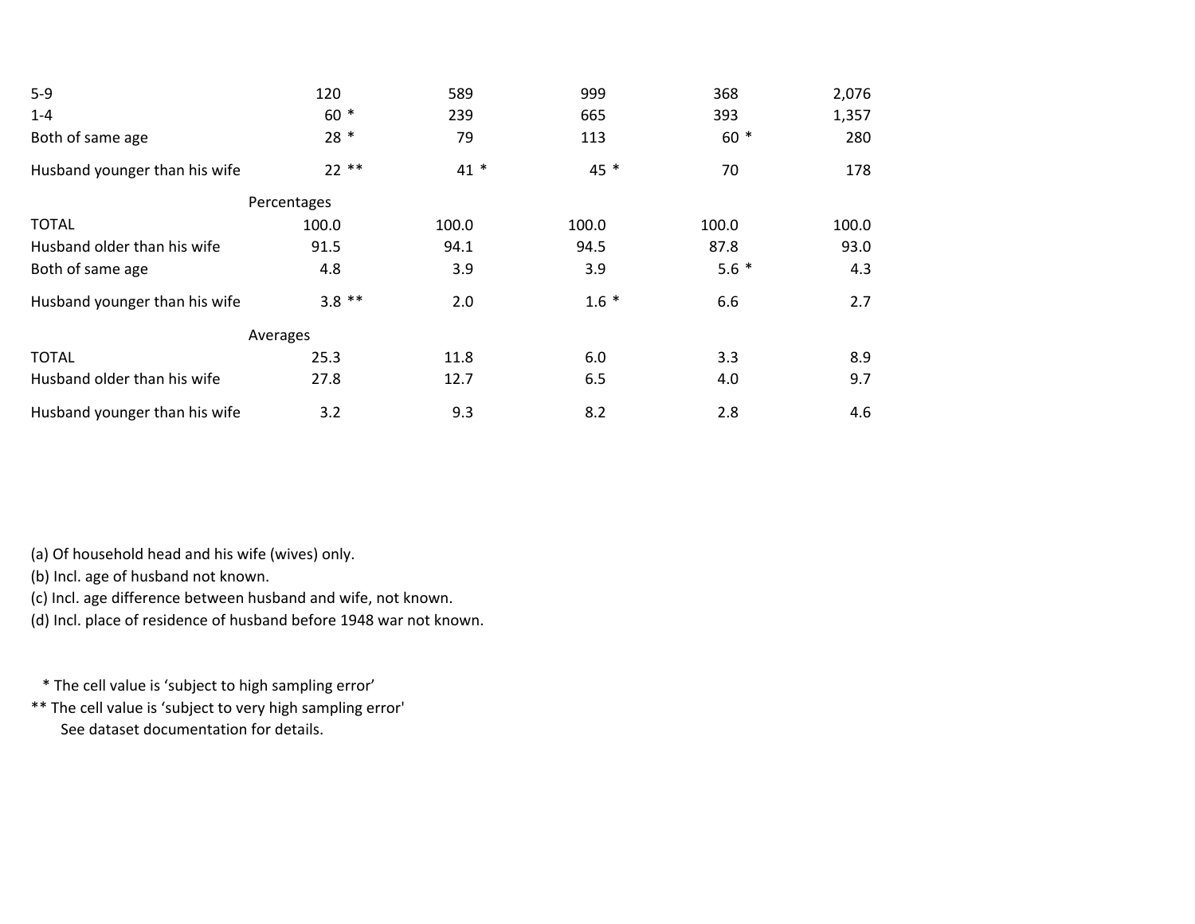| | | | | | |
|---|---|---|---|---|---|
| 5-9 | 120 | 589 | 999 | 368 | 2,076 |
| 1-4 | 60 * | 239 | 665 | 393 | 1,357 |
| Both of same age | 28 * | 79 | 113 | 60 * | 280 |
| Husband younger than his wife | 22 ** | 41 * | 45 * | 70 | 178 |
| | Percentages | | | | |
| TOTAL | 100.0 | 100.0 | 100.0 | 100.0 | 100.0 |
| Husband older than his wife | 91.5 | 94.1 | 94.5 | 87.8 | 93.0 |
| Both of same age | 4.8 | 3.9 | 3.9 | 5.6 * | 4.3 |
| Husband younger than his wife | 3.8 ** | 2.0 | 1.6 * | 6.6 | 2.7 |
| | Averages | | | | |
| TOTAL | 25.3 | 11.8 | 6.0 | 3.3 | 8.9 |
| Husband older than his wife | 27.8 | 12.7 | 6.5 | 4.0 | 9.7 |
| Husband younger than his wife | 3.2 | 9.3 | 8.2 | 2.8 | 4.6 |

(a) Of household head and his wife (wives) only.
(b) Incl. age of husband not known.
(c) Incl. age difference between husband and wife, not known.
(d) Incl. place of residence of husband before 1948 war not known.

\* The cell value is 'subject to high sampling error'
** The cell value is 'subject to very high sampling error'
See dataset documentation for details.